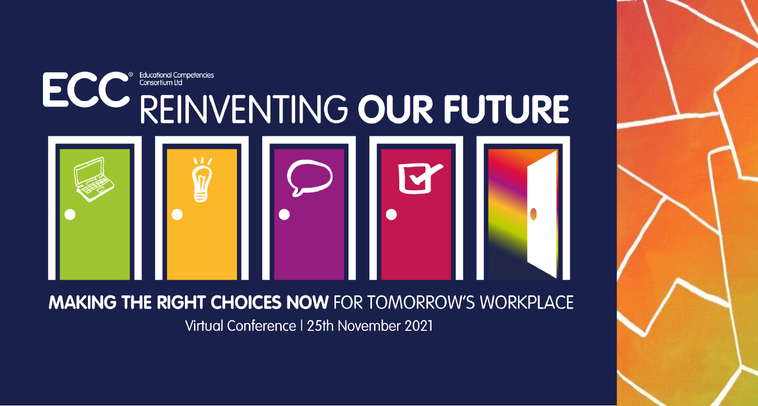ECC® Educational Competencies Consortium Ltd

# REINVENTING **OUR FUTURE**

**MAKING THE RIGHT CHOICES NOW** FOR TOMORROW'S WORKPLACE

Virtual Conference | 25th November 2021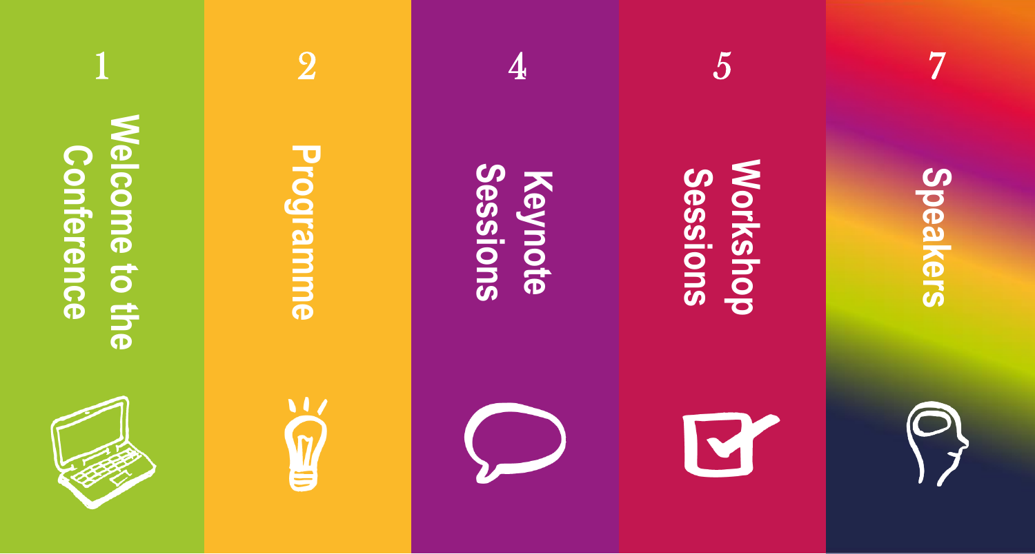1 Welcome to the Conference

2 Programme

4 Keynote Sessions

5 Workshop Sessions

7 Speakers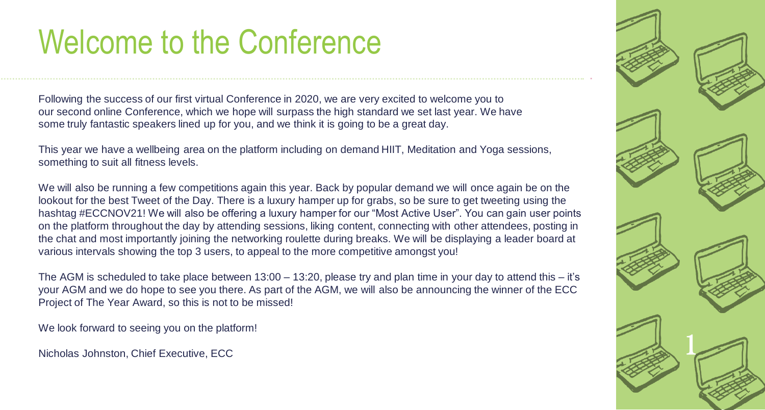# Welcome to the Conference

Following the success of our first virtual Conference in 2020, we are very excited to welcome you to our second online Conference, which we hope will surpass the high standard we set last year. We have some truly fantastic speakers lined up for you, and we think it is going to be a great day.

This year we have a wellbeing area on the platform including on demand HIIT, Meditation and Yoga sessions, something to suit all fitness levels.

We will also be running a few competitions again this year. Back by popular demand we will once again be on the lookout for the best Tweet of the Day. There is a luxury hamper up for grabs, so be sure to get tweeting using the hashtag #ECCNOV21! We will also be offering a luxury hamper for our "Most Active User". You can gain user points on the platform throughout the day by attending sessions, liking content, connecting with other attendees, posting in the chat and most importantly joining the networking roulette during breaks. We will be displaying a leader board at various intervals showing the top 3 users, to appeal to the more competitive amongst you!

The AGM is scheduled to take place between 13:00 – 13:20, please try and plan time in your day to attend this – it's your AGM and we do hope to see you there. As part of the AGM, we will also be announcing the winner of the ECC Project of The Year Award, so this is not to be missed!

We look forward to seeing you on the platform!

Nicholas Johnston, Chief Executive, ECC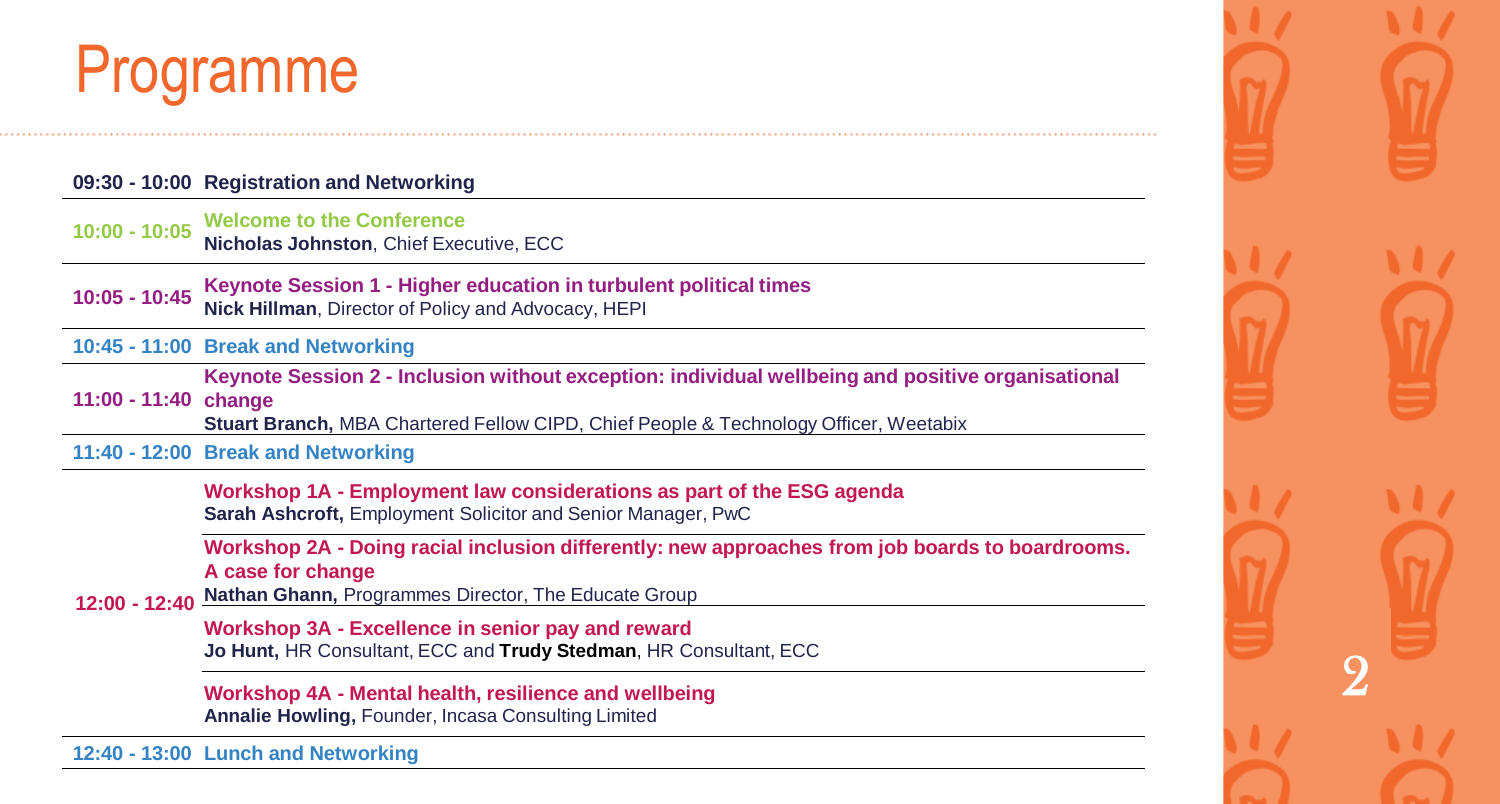# Programme

| | |
|---|---|
| **09:30 - 10:00** | **Registration and Networking** |
| **10:00 - 10:05** | **Welcome to the Conference**<br>**Nicholas Johnston**, Chief Executive, ECC |
| **10:05 - 10:45** | **Keynote Session 1 - Higher education in turbulent political times**<br>**Nick Hillman**, Director of Policy and Advocacy, HEPI |
| **10:45 - 11:00** | **Break and Networking** |
| **11:00 - 11:40** | **Keynote Session 2 - Inclusion without exception: individual wellbeing and positive organisational change**<br>**Stuart Branch,** MBA Chartered Fellow CIPD, Chief People & Technology Officer, Weetabix |
| **11:40 - 12:00** | **Break and Networking** |
| **12:00 - 12:40** | **Workshop 1A - Employment law considerations as part of the ESG agenda**<br>**Sarah Ashcroft,** Employment Solicitor and Senior Manager, PwC |
| | **Workshop 2A - Doing racial inclusion differently: new approaches from job boards to boardrooms. A case for change**<br>**Nathan Ghann,** Programmes Director, The Educate Group |
| | **Workshop 3A - Excellence in senior pay and reward**<br>**Jo Hunt,** HR Consultant, ECC and **Trudy Stedman**, HR Consultant, ECC |
| | **Workshop 4A - Mental health, resilience and wellbeing**<br>**Annalie Howling,** Founder, Incasa Consulting Limited |
| **12:40 - 13:00** | **Lunch and Networking** |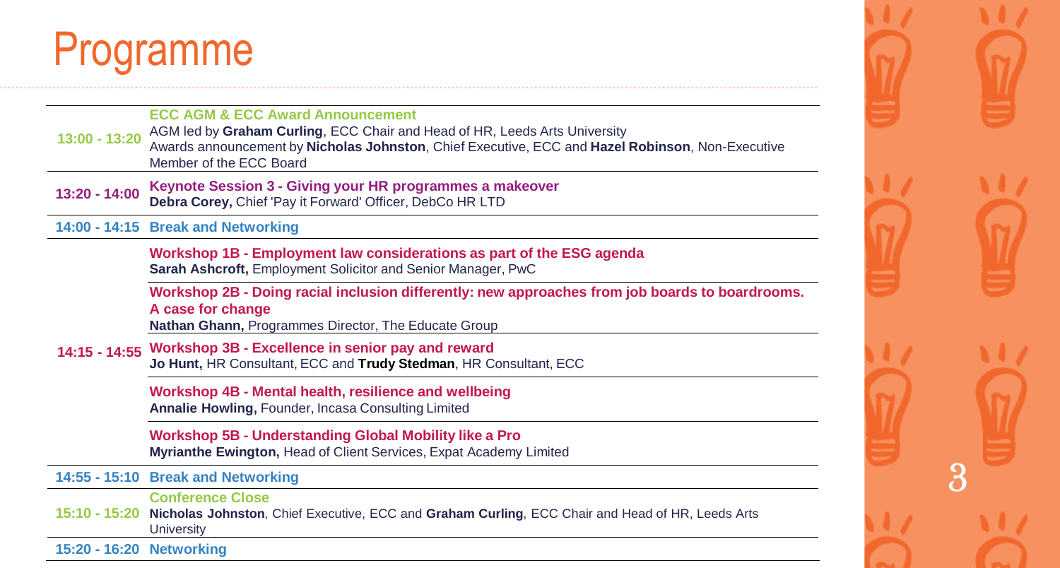# Programme

| Time | Session |
|---|---|
| 13:00 - 13:20 | **ECC AGM & ECC Award Announcement**<br>AGM led by **Graham Curling**, ECC Chair and Head of HR, Leeds Arts University<br>Awards announcement by **Nicholas Johnston**, Chief Executive, ECC and **Hazel Robinson**, Non-Executive Member of the ECC Board |
| 13:20 - 14:00 | **Keynote Session 3 - Giving your HR programmes a makeover**<br>**Debra Corey,** Chief 'Pay it Forward' Officer, DebCo HR LTD |
| 14:00 - 14:15 | **Break and Networking** |
| 14:15 - 14:55 | **Workshop 1B - Employment law considerations as part of the ESG agenda**<br>**Sarah Ashcroft,** Employment Solicitor and Senior Manager, PwC |
| | **Workshop 2B - Doing racial inclusion differently: new approaches from job boards to boardrooms. A case for change**<br>**Nathan Ghann,** Programmes Director, The Educate Group |
| | **Workshop 3B - Excellence in senior pay and reward**<br>**Jo Hunt,** HR Consultant, ECC and **Trudy Stedman**, HR Consultant, ECC |
| | **Workshop 4B - Mental health, resilience and wellbeing**<br>**Annalie Howling,** Founder, Incasa Consulting Limited |
| | **Workshop 5B - Understanding Global Mobility like a Pro**<br>**Myrianthe Ewington,** Head of Client Services, Expat Academy Limited |
| 14:55 - 15:10 | **Break and Networking** |
| 15:10 - 15:20 | **Conference Close**<br>**Nicholas Johnston**, Chief Executive, ECC and **Graham Curling**, ECC Chair and Head of HR, Leeds Arts University |
| 15:20 - 16:20 | **Networking** |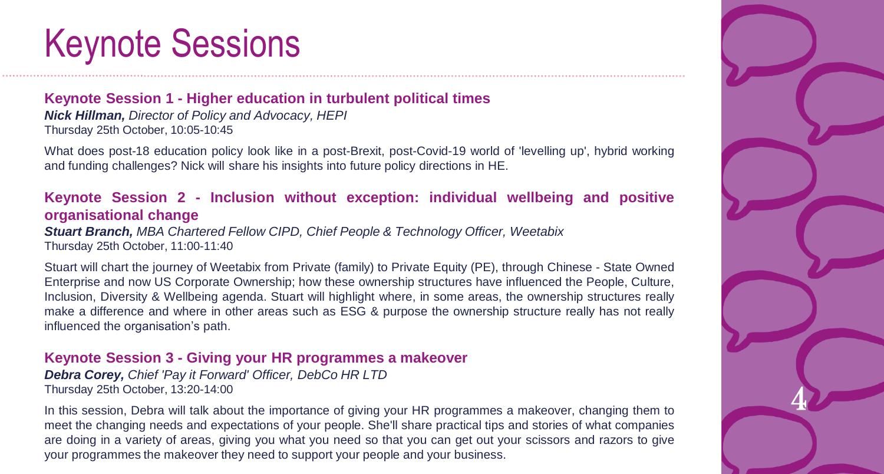# Keynote Sessions

### Keynote Session 1 - Higher education in turbulent political times

***Nick Hillman,*** *Director of Policy and Advocacy, HEPI*
Thursday 25th October, 10:05-10:45

What does post-18 education policy look like in a post-Brexit, post-Covid-19 world of 'levelling up', hybrid working and funding challenges? Nick will share his insights into future policy directions in HE.

### Keynote Session 2 - Inclusion without exception: individual wellbeing and positive organisational change

***Stuart Branch,*** *MBA Chartered Fellow CIPD, Chief People & Technology Officer, Weetabix*
Thursday 25th October, 11:00-11:40

Stuart will chart the journey of Weetabix from Private (family) to Private Equity (PE), through Chinese - State Owned Enterprise and now US Corporate Ownership; how these ownership structures have influenced the People, Culture, Inclusion, Diversity & Wellbeing agenda. Stuart will highlight where, in some areas, the ownership structures really make a difference and where in other areas such as ESG & purpose the ownership structure really has not really influenced the organisation's path.

### Keynote Session 3 - Giving your HR programmes a makeover

***Debra Corey,*** *Chief 'Pay it Forward' Officer, DebCo HR LTD*
Thursday 25th October, 13:20-14:00

In this session, Debra will talk about the importance of giving your HR programmes a makeover, changing them to meet the changing needs and expectations of your people. She'll share practical tips and stories of what companies are doing in a variety of areas, giving you what you need so that you can get out your scissors and razors to give your programmes the makeover they need to support your people and your business.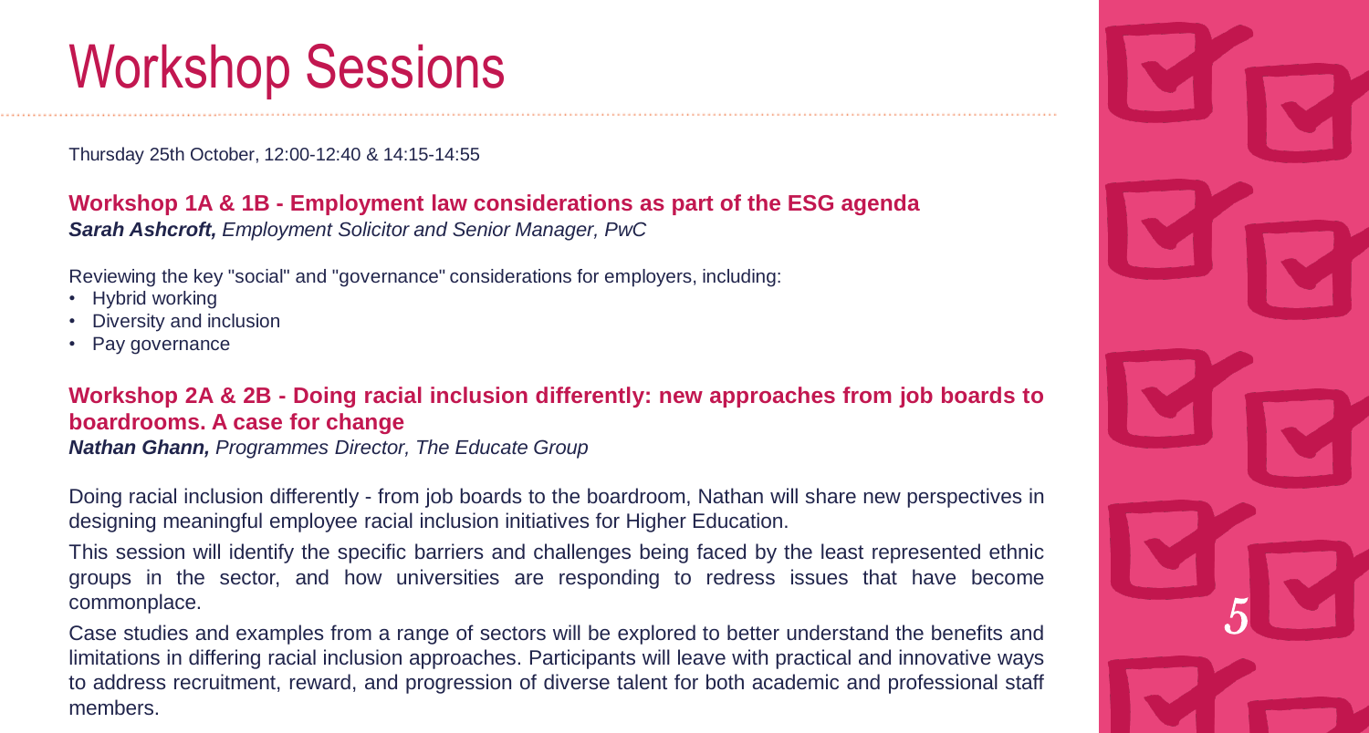# Workshop Sessions

Thursday 25th October, 12:00-12:40 & 14:15-14:55

### Workshop 1A & 1B - Employment law considerations as part of the ESG agenda

***Sarah Ashcroft,*** *Employment Solicitor and Senior Manager, PwC*

Reviewing the key "social" and "governance" considerations for employers, including:

- Hybrid working
- Diversity and inclusion
- Pay governance

### Workshop 2A & 2B - Doing racial inclusion differently: new approaches from job boards to boardrooms. A case for change

***Nathan Ghann,*** *Programmes Director, The Educate Group*

Doing racial inclusion differently - from job boards to the boardroom, Nathan will share new perspectives in designing meaningful employee racial inclusion initiatives for Higher Education.

This session will identify the specific barriers and challenges being faced by the least represented ethnic groups in the sector, and how universities are responding to redress issues that have become commonplace.

Case studies and examples from a range of sectors will be explored to better understand the benefits and limitations in differing racial inclusion approaches. Participants will leave with practical and innovative ways to address recruitment, reward, and progression of diverse talent for both academic and professional staff members.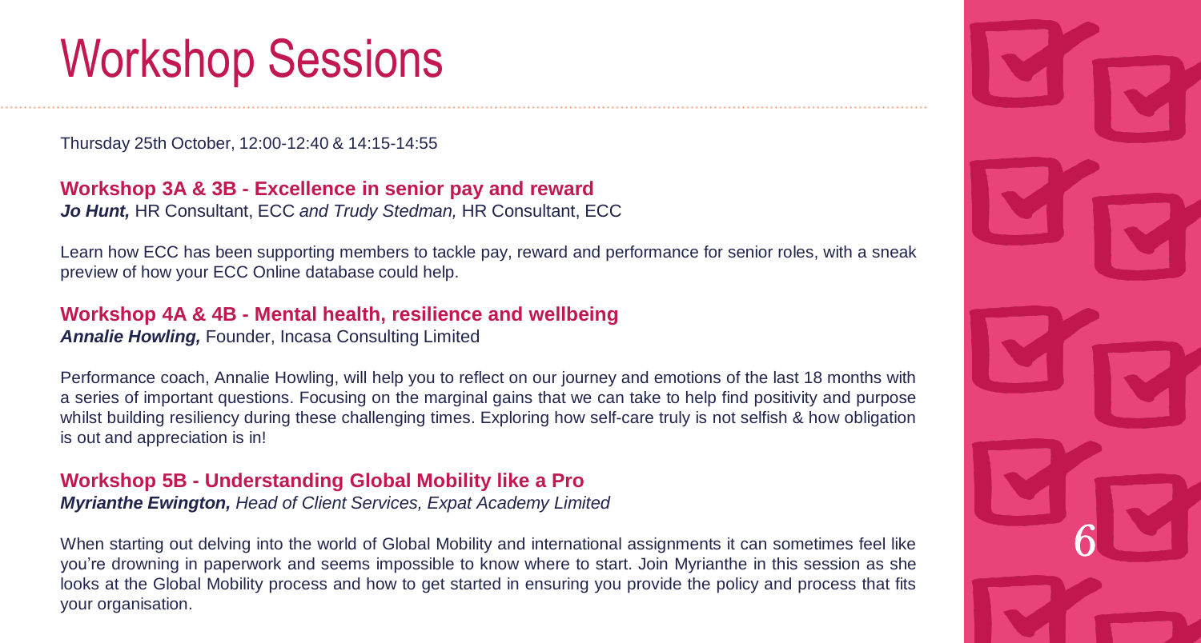# Workshop Sessions

Thursday 25th October, 12:00-12:40 & 14:15-14:55

## Workshop 3A & 3B - Excellence in senior pay and reward

***Jo Hunt,*** HR Consultant, ECC *and* ***Trudy Stedman,*** HR Consultant, ECC

Learn how ECC has been supporting members to tackle pay, reward and performance for senior roles, with a sneak preview of how your ECC Online database could help.

## Workshop 4A & 4B - Mental health, resilience and wellbeing

***Annalie Howling,*** Founder, Incasa Consulting Limited

Performance coach, Annalie Howling, will help you to reflect on our journey and emotions of the last 18 months with a series of important questions. Focusing on the marginal gains that we can take to help find positivity and purpose whilst building resiliency during these challenging times. Exploring how self-care truly is not selfish & how obligation is out and appreciation is in!

## Workshop 5B - Understanding Global Mobility like a Pro

***Myrianthe Ewington,*** *Head of Client Services, Expat Academy Limited*

When starting out delving into the world of Global Mobility and international assignments it can sometimes feel like you're drowning in paperwork and seems impossible to know where to start. Join Myrianthe in this session as she looks at the Global Mobility process and how to get started in ensuring you provide the policy and process that fits your organisation.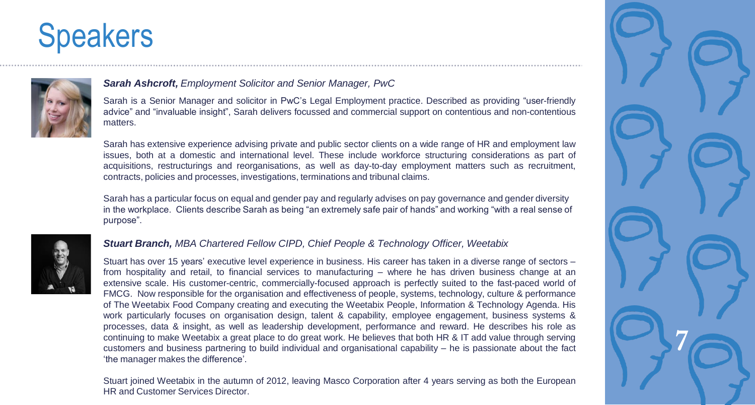# Speakers

***Sarah Ashcroft,** Employment Solicitor and Senior Manager, PwC*

Sarah is a Senior Manager and solicitor in PwC's Legal Employment practice. Described as providing "user-friendly advice" and "invaluable insight", Sarah delivers focussed and commercial support on contentious and non-contentious matters.

Sarah has extensive experience advising private and public sector clients on a wide range of HR and employment law issues, both at a domestic and international level. These include workforce structuring considerations as part of acquisitions, restructurings and reorganisations, as well as day-to-day employment matters such as recruitment, contracts, policies and processes, investigations, terminations and tribunal claims.

Sarah has a particular focus on equal and gender pay and regularly advises on pay governance and gender diversity in the workplace. Clients describe Sarah as being "an extremely safe pair of hands" and working "with a real sense of purpose".

***Stuart Branch,** MBA Chartered Fellow CIPD, Chief People & Technology Officer, Weetabix*

Stuart has over 15 years' executive level experience in business. His career has taken in a diverse range of sectors – from hospitality and retail, to financial services to manufacturing – where he has driven business change at an extensive scale. His customer-centric, commercially-focused approach is perfectly suited to the fast-paced world of FMCG. Now responsible for the organisation and effectiveness of people, systems, technology, culture & performance of The Weetabix Food Company creating and executing the Weetabix People, Information & Technology Agenda. His work particularly focuses on organisation design, talent & capability, employee engagement, business systems & processes, data & insight, as well as leadership development, performance and reward. He describes his role as continuing to make Weetabix a great place to do great work. He believes that both HR & IT add value through serving customers and business partnering to build individual and organisational capability – he is passionate about the fact 'the manager makes the difference'.

Stuart joined Weetabix in the autumn of 2012, leaving Masco Corporation after 4 years serving as both the European HR and Customer Services Director.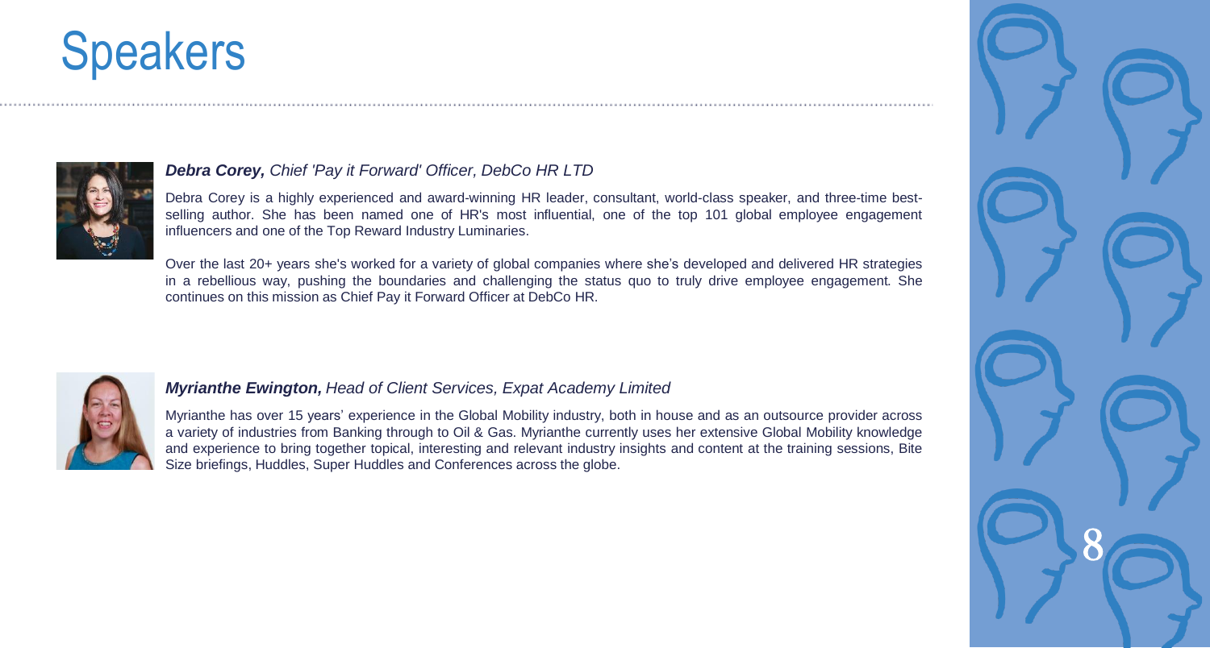# Speakers

***Debra Corey,*** *Chief 'Pay it Forward' Officer, DebCo HR LTD*

Debra Corey is a highly experienced and award-winning HR leader, consultant, world-class speaker, and three-time best-selling author. She has been named one of HR's most influential, one of the top 101 global employee engagement influencers and one of the Top Reward Industry Luminaries.

Over the last 20+ years she's worked for a variety of global companies where she's developed and delivered HR strategies in a rebellious way, pushing the boundaries and challenging the status quo to truly drive employee engagement. She continues on this mission as Chief Pay it Forward Officer at DebCo HR.

***Myrianthe Ewington,*** *Head of Client Services, Expat Academy Limited*

Myrianthe has over 15 years' experience in the Global Mobility industry, both in house and as an outsource provider across a variety of industries from Banking through to Oil & Gas. Myrianthe currently uses her extensive Global Mobility knowledge and experience to bring together topical, interesting and relevant industry insights and content at the training sessions, Bite Size briefings, Huddles, Super Huddles and Conferences across the globe.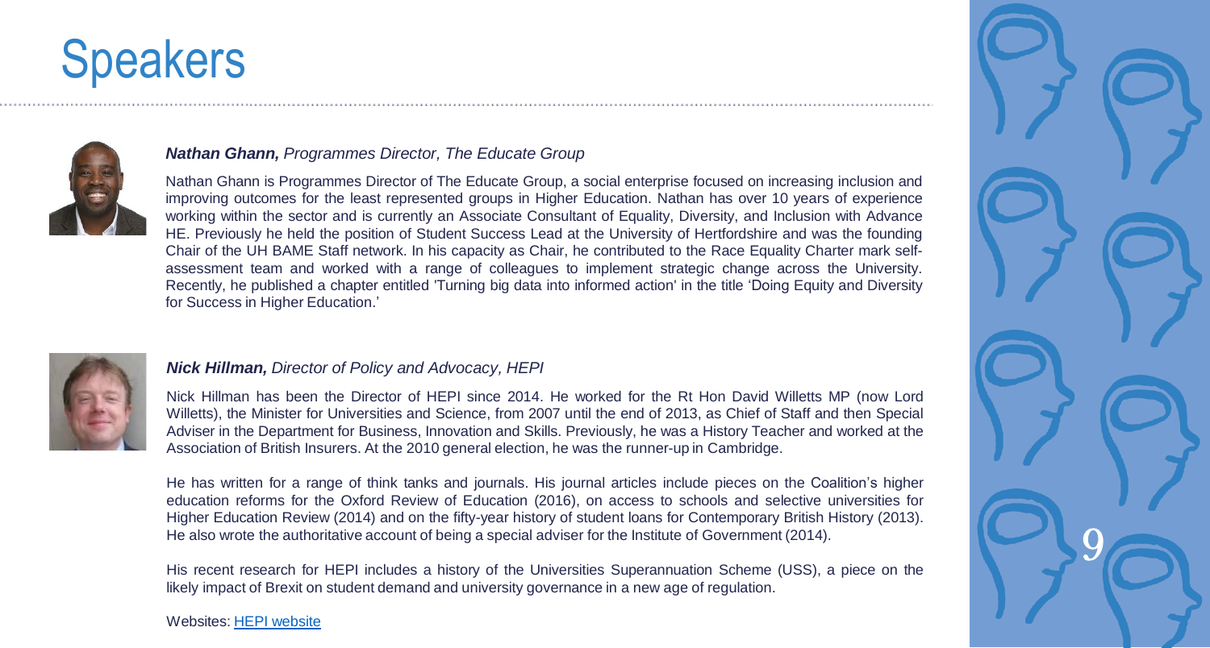# Speakers

***Nathan Ghann,*** *Programmes Director, The Educate Group*

Nathan Ghann is Programmes Director of The Educate Group, a social enterprise focused on increasing inclusion and improving outcomes for the least represented groups in Higher Education. Nathan has over 10 years of experience working within the sector and is currently an Associate Consultant of Equality, Diversity, and Inclusion with Advance HE. Previously he held the position of Student Success Lead at the University of Hertfordshire and was the founding Chair of the UH BAME Staff network. In his capacity as Chair, he contributed to the Race Equality Charter mark self-assessment team and worked with a range of colleagues to implement strategic change across the University. Recently, he published a chapter entitled 'Turning big data into informed action' in the title 'Doing Equity and Diversity for Success in Higher Education.'

***Nick Hillman,*** *Director of Policy and Advocacy, HEPI*

Nick Hillman has been the Director of HEPI since 2014. He worked for the Rt Hon David Willetts MP (now Lord Willetts), the Minister for Universities and Science, from 2007 until the end of 2013, as Chief of Staff and then Special Adviser in the Department for Business, Innovation and Skills. Previously, he was a History Teacher and worked at the Association of British Insurers. At the 2010 general election, he was the runner-up in Cambridge.

He has written for a range of think tanks and journals. His journal articles include pieces on the Coalition's higher education reforms for the Oxford Review of Education (2016), on access to schools and selective universities for Higher Education Review (2014) and on the fifty-year history of student loans for Contemporary British History (2013). He also wrote the authoritative account of being a special adviser for the Institute of Government (2014).

His recent research for HEPI includes a history of the Universities Superannuation Scheme (USS), a piece on the likely impact of Brexit on student demand and university governance in a new age of regulation.

Websites: [HEPI website]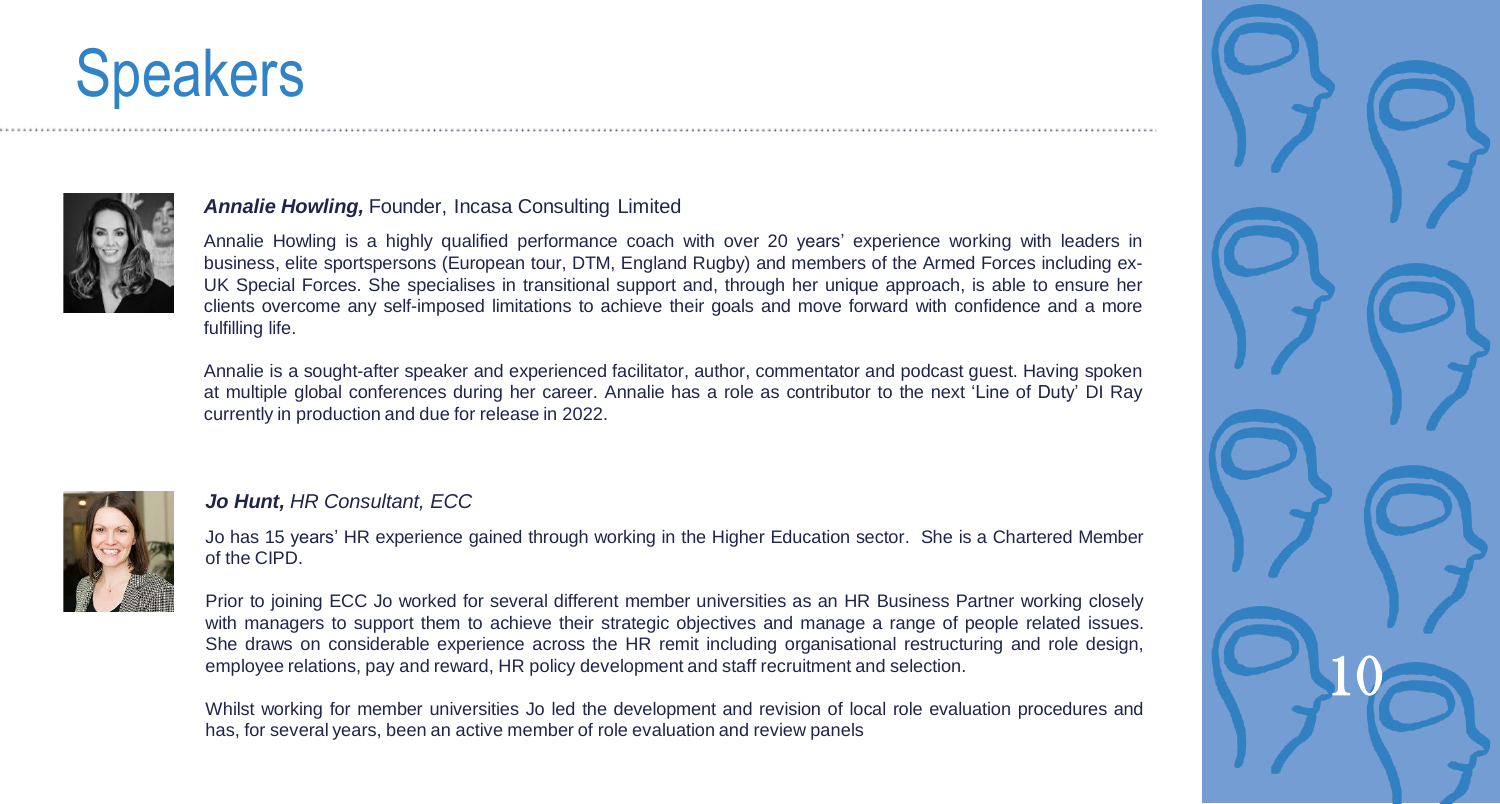# Speakers

***Annalie Howling,*** Founder, Incasa Consulting Limited

Annalie Howling is a highly qualified performance coach with over 20 years' experience working with leaders in business, elite sportspersons (European tour, DTM, England Rugby) and members of the Armed Forces including ex-UK Special Forces. She specialises in transitional support and, through her unique approach, is able to ensure her clients overcome any self-imposed limitations to achieve their goals and move forward with confidence and a more fulfilling life.

Annalie is a sought-after speaker and experienced facilitator, author, commentator and podcast guest. Having spoken at multiple global conferences during her career. Annalie has a role as contributor to the next 'Line of Duty' DI Ray currently in production and due for release in 2022.

***Jo Hunt,*** *HR Consultant, ECC*

Jo has 15 years' HR experience gained through working in the Higher Education sector. She is a Chartered Member of the CIPD.

Prior to joining ECC Jo worked for several different member universities as an HR Business Partner working closely with managers to support them to achieve their strategic objectives and manage a range of people related issues. She draws on considerable experience across the HR remit including organisational restructuring and role design, employee relations, pay and reward, HR policy development and staff recruitment and selection.

Whilst working for member universities Jo led the development and revision of local role evaluation procedures and has, for several years, been an active member of role evaluation and review panels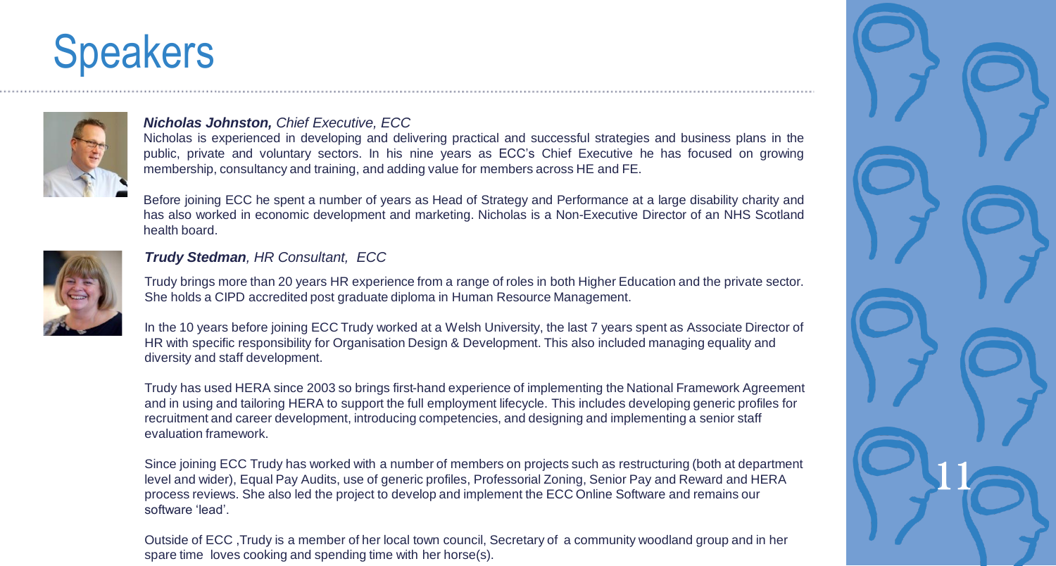# Speakers

***Nicholas Johnston,*** *Chief Executive, ECC*

Nicholas is experienced in developing and delivering practical and successful strategies and business plans in the public, private and voluntary sectors. In his nine years as ECC's Chief Executive he has focused on growing membership, consultancy and training, and adding value for members across HE and FE.

Before joining ECC he spent a number of years as Head of Strategy and Performance at a large disability charity and has also worked in economic development and marketing. Nicholas is a Non-Executive Director of an NHS Scotland health board.

***Trudy Stedman****, HR Consultant, ECC*

Trudy brings more than 20 years HR experience from a range of roles in both Higher Education and the private sector. She holds a CIPD accredited post graduate diploma in Human Resource Management.

In the 10 years before joining ECC Trudy worked at a Welsh University, the last 7 years spent as Associate Director of HR with specific responsibility for Organisation Design & Development. This also included managing equality and diversity and staff development.

Trudy has used HERA since 2003 so brings first-hand experience of implementing the National Framework Agreement and in using and tailoring HERA to support the full employment lifecycle. This includes developing generic profiles for recruitment and career development, introducing competencies, and designing and implementing a senior staff evaluation framework.

Since joining ECC Trudy has worked with a number of members on projects such as restructuring (both at department level and wider), Equal Pay Audits, use of generic profiles, Professorial Zoning, Senior Pay and Reward and HERA process reviews. She also led the project to develop and implement the ECC Online Software and remains our software 'lead'.

Outside of ECC ,Trudy is a member of her local town council, Secretary of a community woodland group and in her spare time loves cooking and spending time with her horse(s).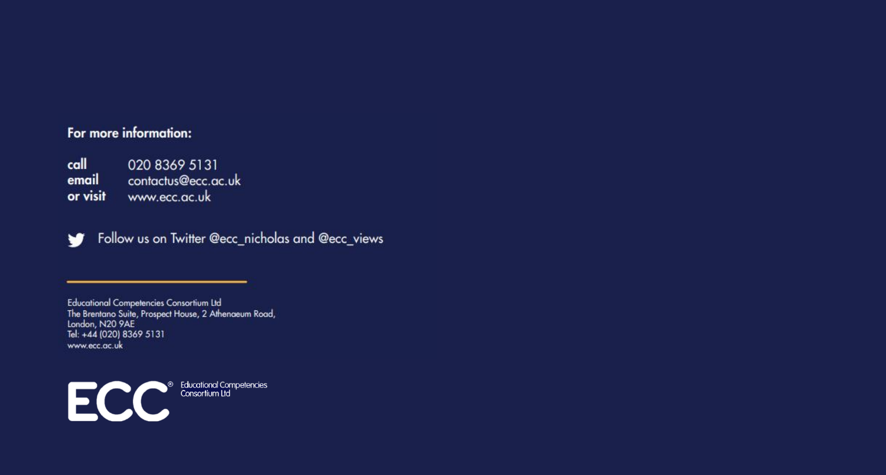**For more information:**

**call** 020 8369 5131
**email** contactus@ecc.ac.uk
**or visit** www.ecc.ac.uk

Follow us on Twitter @ecc_nicholas and @ecc_views

Educational Competencies Consortium Ltd
The Brentano Suite, Prospect House, 2 Athenaeum Road,
London, N20 9AE
Tel: +44 (020) 8369 5131
www.ecc.ac.uk

ECC® Educational Competencies Consortium Ltd